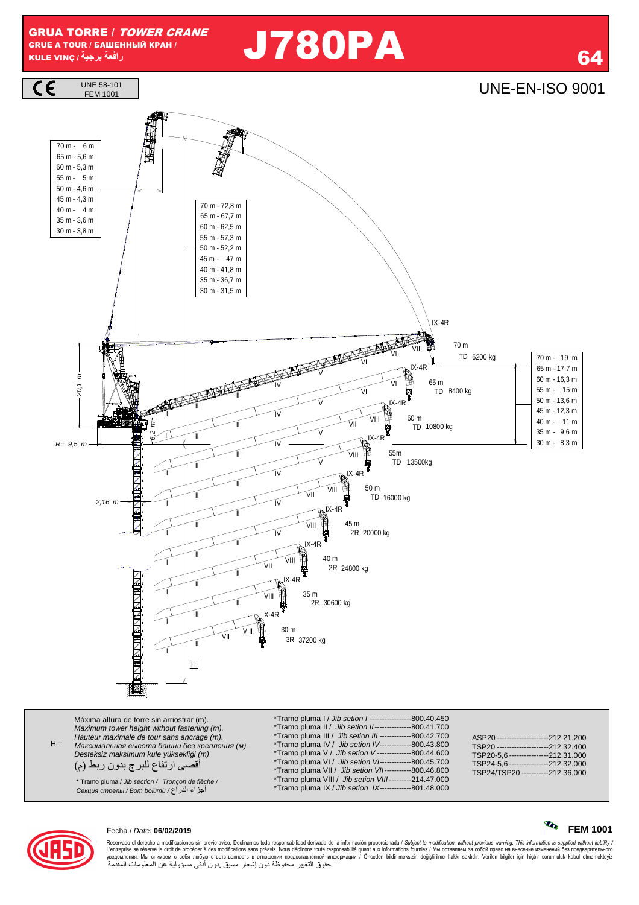# GRUA TORRE / *TOWER CRANE*

GRUE A TOUR / БАШЕННЫЙ КРАН / KULE VINÇ / رافعة برجية

# J780PA

UNE 58-101
FEM 1001

UNE-EN-ISO 9001

| | |
|---|---|
| 70 m | 6 m |
| 65 m | 5,6 m |
| 60 m | 5,3 m |
| 55 m | 5 m |
| 50 m | 4,6 m |
| 45 m | 4,3 m |
| 40 m | 4 m |
| 35 m | 3,6 m |
| 30 m | 3,8 m |

| | |
|---|---|
| 70 m | 72,8 m |
| 65 m | 67,7 m |
| 60 m | 62,5 m |
| 55 m | 57,3 m |
| 50 m | 52,2 m |
| 45 m | 47 m |
| 40 m | 41,8 m |
| 35 m | 36,7 m |
| 30 m | 31,5 m |

| | |
|---|---|
| 70 m | 19 m |
| 65 m | 17,7 m |
| 60 m | 16,3 m |
| 55 m | 15 m |
| 50 m | 13,6 m |
| 45 m | 12,3 m |
| 40 m | 11 m |
| 35 m | 9,6 m |
| 30 m | 8,3 m |

| Jib | Configuration | Sections | Load |
|---|---|---|---|
| 70 m | TD | I, II, III, IV, V, VI, VII, VIII, IX-4R | 6200 kg |
| 65 m | TD | I, II, III, IV, V, VI, VIII, IX-4R | 8400 kg |
| 60 m | TD | I, II, III, IV, V, VII, VIII, IX-4R | 10800 kg |
| 55m | TD | I, II, III, IV, V, VIII, IX-4R | 13500kg |
| 50 m | TD | I, II, III, IV, VII, VIII, IX-4R | 16000 kg |
| 45 m | 2R | I, II, III, IV, VIII, IX-4R | 20000 kg |
| 40 m | 2R | I, II, III, VII, VIII, IX-4R | 24800 kg |
| 35 m | 2R | I, II, III, VIII, IX-4R | 30600 kg |
| 30 m | 3R | I, II, VII, VIII, IX-4R | 37200 kg |

20,1 m — 6,2 m — R= 9,5 m — 2,16 m — H

H = Máxima altura de torre sin arriostrar (m).
*Maximum tower height without fastening (m).*
*Hauteur maximale de tour sans ancrage (m).*
*Максимальная высота башни без крепления (м).*
*Desteksiz maksimum kule yüksekliği (m)*
أقصى ارتفاع للبرج بدون ربط (م)

*\* Tramo pluma / Jib section / Tronçon de flèche /*
*Секция стрелы / Bom bölümü /* أجزاء الذراع

| | |
|---|---|
| *Tramo pluma I / *Jib setion I* | 800.40.450 |
| *Tramo pluma II / *Jib setion II* | 800.41.700 |
| *Tramo pluma III / *Jib setion III* | 800.42.700 |
| *Tramo pluma IV / *Jib setion IV* | 800.43.800 |
| *Tramo pluma V / *Jib setion V* | 800.44.600 |
| *Tramo pluma VI / *Jib setion VI* | 800.45.700 |
| *Tramo pluma VII / *Jib setion VII* | 800.46.800 |
| *Tramo pluma VIII / *Jib setion VIII* | 214.47.000 |
| *Tramo pluma IX / *Jib setion IX* | 801.48.000 |

| | |
|---|---|
| ASP20 | 212.21.200 |
| TSP20 | 212.32.400 |
| TSP20-5,6 | 212.31.000 |
| TSP24-5,6 | 212.32.000 |
| TSP24/TSP20 | 212.36.000 |

Fecha / *Date:* **06/02/2019**

**FEM 1001**

Reservado el derecho a modificaciones sin previo aviso. Declinamos toda responsabilidad derivada de la información proporcionada / *Subject to modification, without previous warning. This information is supplied without liability* / L'entreprise se réserve le droit de procéder à des modifications sans préavis. Nous déclinons toute responsabilité quant aux informations fournies / Мы оставляем за собой право на внесение изменений без предварительного уведомления. Мы снимаем с себя любую ответственность в отношении предоставленной информации / Önceden bildirilmeksizin değiştirilme hakkı saklıdır. Verilen bilgiler için hiçbir sorumluluk kabul etmemekteyiz
حقوق التغيير محفوظة دون إشعار مسبق .دون أدنى مسؤولية عن المعلومات المقدمة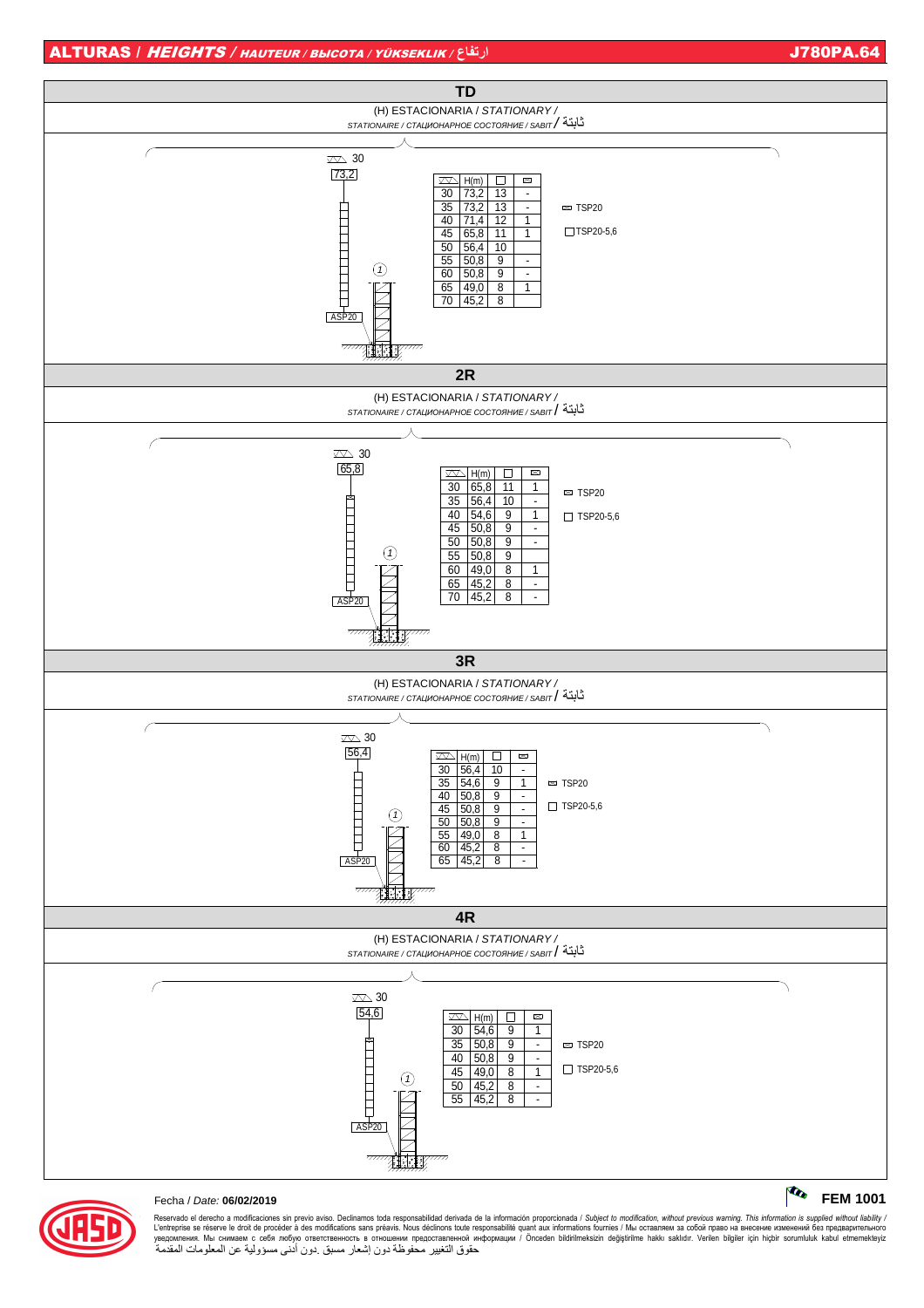# ALTURAS / *HEIGHTS* / *HAUTEUR / ВЫСОТА / YÜKSEKLIK* / ارتفاع

J780PA.64

## TD

(H) ESTACIONARIA / *STATIONARY* /
*STATIONAIRE / СТАЦИОНАРНОЕ СОСТОЯНИЕ / SABIT* / ثابتة

30
73,2

(1)

ASP20

| ∠ | H(m) | □ | ▭ |
|---|---|---|---|
| 30 | 73,2 | 13 | - |
| 35 | 73,2 | 13 | - |
| 40 | 71,4 | 12 | 1 |
| 45 | 65,8 | 11 | 1 |
| 50 | 56,4 | 10 | |
| 55 | 50,8 | 9 | - |
| 60 | 50,8 | 9 | - |
| 65 | 49,0 | 8 | 1 |
| 70 | 45,2 | 8 | |

▭ TSP20

□ TSP20-5,6

## 2R

(H) ESTACIONARIA / *STATIONARY* /
*STATIONAIRE / СТАЦИОНАРНОЕ СОСТОЯНИЕ / SABIT* / ثابتة

30
65,8

(1)

ASP20

| ∠ | H(m) | □ | ▭ |
|---|---|---|---|
| 30 | 65,8 | 11 | 1 |
| 35 | 56,4 | 10 | - |
| 40 | 54,6 | 9 | 1 |
| 45 | 50,8 | 9 | - |
| 50 | 50,8 | 9 | - |
| 55 | 50,8 | 9 | |
| 60 | 49,0 | 8 | 1 |
| 65 | 45,2 | 8 | - |
| 70 | 45,2 | 8 | - |

▭ TSP20

□ TSP20-5,6

## 3R

(H) ESTACIONARIA / *STATIONARY* /
*STATIONAIRE / СТАЦИОНАРНОЕ СОСТОЯНИЕ / SABIT* / ثابتة

30
56,4

(1)

ASP20

| ∠ | H(m) | □ | ▭ |
|---|---|---|---|
| 30 | 56,4 | 10 | - |
| 35 | 54,6 | 9 | 1 |
| 40 | 50,8 | 9 | - |
| 45 | 50,8 | 9 | - |
| 50 | 50,8 | 9 | - |
| 55 | 49,0 | 8 | 1 |
| 60 | 45,2 | 8 | - |
| 65 | 45,2 | 8 | - |

▭ TSP20

□ TSP20-5,6

## 4R

(H) ESTACIONARIA / *STATIONARY* /
*STATIONAIRE / СТАЦИОНАРНОЕ СОСТОЯНИЕ / SABIT* / ثابتة

30
54,6

(1)

ASP20

| ∠ | H(m) | □ | ▭ |
|---|---|---|---|
| 30 | 54,6 | 9 | 1 |
| 35 | 50,8 | 9 | - |
| 40 | 50,8 | 9 | - |
| 45 | 49,0 | 8 | 1 |
| 50 | 45,2 | 8 | - |
| 55 | 45,2 | 8 | - |

▭ TSP20

□ TSP20-5,6

Fecha / *Date:* **06/02/2019**

**FEM 1001**

Reservado el derecho a modificaciones sin previo aviso. Declinamos toda responsabilidad derivada de la información proporcionada / *Subject to modification, without previous warning. This information is supplied without liability* / L'entreprise se réserve le droit de procéder à des modifications sans préavis. Nous déclinons toute responsabilité quant aux informations fournies / Мы оставляем за собой право на внесение изменений без предварительного уведомления. Мы снимаем с себя любую ответственность в отношении предоставленной информации / Önceden bildirilmeksizin değiştirilme hakkı saklıdır. Verilen bilgiler için hiçbir sorumluluk kabul etmemekteyiz
حقوق التغيير محفوظة دون إشعار مسبق .دون أدنى مسؤولية عن المعلومات المقدمة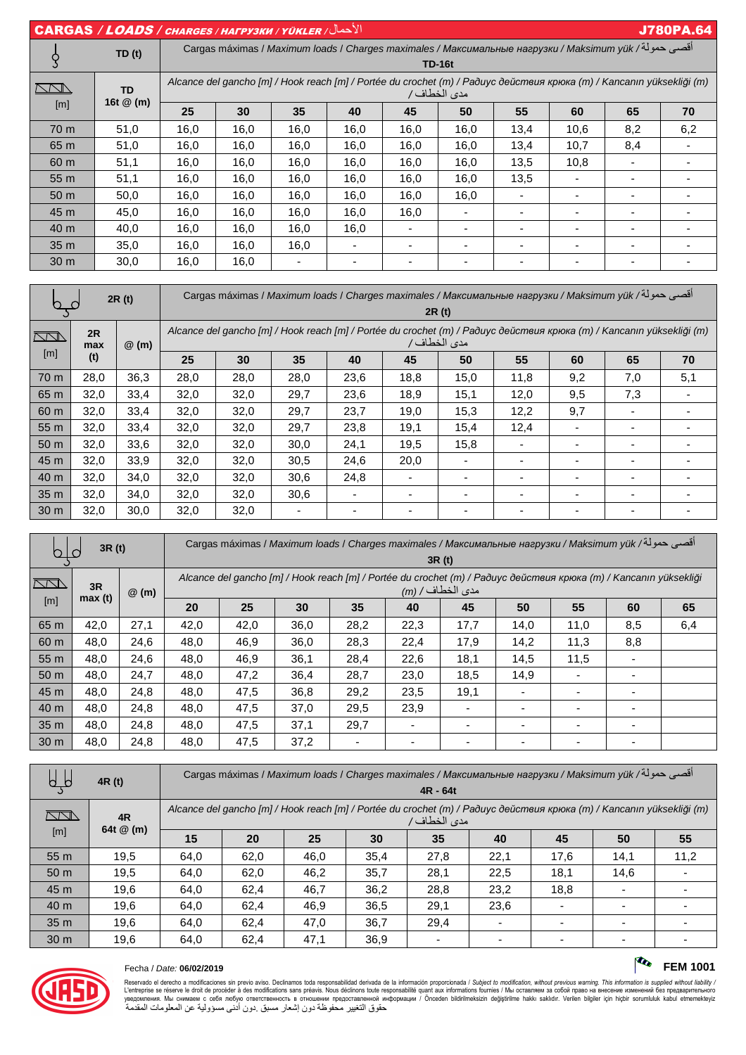## CARGAS / *LOADS* / CHARGES / НАГРУЗКИ / YÜKLER / الأحمال — J780PA.64

| TD (t) | | Cargas máximas / *Maximum loads* / Charges maximales / *Максимальные нагрузки* / Maksimum yük / أقصى حمولة TD-16t | | | | | | | | | |
|---|---|---|---|---|---|---|---|---|---|---|---|
| [m] | TD 16t @ (m) | Alcance del gancho [m] / *Hook reach [m]* / Portée du crochet (m) / *Радиус действия крюка (m)* / Kancanın yüksekliği (m) / مدى الخطاف | | | | | | | | | |
| | | 25 | 30 | 35 | 40 | 45 | 50 | 55 | 60 | 65 | 70 |
| 70 m | 51,0 | 16,0 | 16,0 | 16,0 | 16,0 | 16,0 | 16,0 | 13,4 | 10,6 | 8,2 | 6,2 |
| 65 m | 51,0 | 16,0 | 16,0 | 16,0 | 16,0 | 16,0 | 16,0 | 13,4 | 10,7 | 8,4 | - |
| 60 m | 51,1 | 16,0 | 16,0 | 16,0 | 16,0 | 16,0 | 16,0 | 13,5 | 10,8 | - | - |
| 55 m | 51,1 | 16,0 | 16,0 | 16,0 | 16,0 | 16,0 | 16,0 | 13,5 | - | - | - |
| 50 m | 50,0 | 16,0 | 16,0 | 16,0 | 16,0 | 16,0 | 16,0 | - | - | - | - |
| 45 m | 45,0 | 16,0 | 16,0 | 16,0 | 16,0 | 16,0 | - | - | - | - | - |
| 40 m | 40,0 | 16,0 | 16,0 | 16,0 | 16,0 | - | - | - | - | - | - |
| 35 m | 35,0 | 16,0 | 16,0 | 16,0 | - | - | - | - | - | - | - |
| 30 m | 30,0 | 16,0 | 16,0 | - | - | - | - | - | - | - | - |

| 2R (t) | | | Cargas máximas / *Maximum loads* / Charges maximales / *Максимальные нагрузки* / Maksimum yük / أقصى حمولة 2R (t) | | | | | | | | | |
|---|---|---|---|---|---|---|---|---|---|---|---|---|
| [m] | 2R max (t) | @ (m) | Alcance del gancho [m] / *Hook reach [m]* / Portée du crochet (m) / *Радиус действия крюка (m)* / Kancanın yüksekliği (m) / مدى الخطاف | | | | | | | | | |
| | | | 25 | 30 | 35 | 40 | 45 | 50 | 55 | 60 | 65 | 70 |
| 70 m | 28,0 | 36,3 | 28,0 | 28,0 | 28,0 | 23,6 | 18,8 | 15,0 | 11,8 | 9,2 | 7,0 | 5,1 |
| 65 m | 32,0 | 33,4 | 32,0 | 32,0 | 29,7 | 23,6 | 18,9 | 15,1 | 12,0 | 9,5 | 7,3 | - |
| 60 m | 32,0 | 33,4 | 32,0 | 32,0 | 29,7 | 23,7 | 19,0 | 15,3 | 12,2 | 9,7 | - | - |
| 55 m | 32,0 | 33,4 | 32,0 | 32,0 | 29,7 | 23,8 | 19,1 | 15,4 | 12,4 | - | - | - |
| 50 m | 32,0 | 33,6 | 32,0 | 32,0 | 30,0 | 24,1 | 19,5 | 15,8 | - | - | - | - |
| 45 m | 32,0 | 33,9 | 32,0 | 32,0 | 30,5 | 24,6 | 20,0 | - | - | - | - | - |
| 40 m | 32,0 | 34,0 | 32,0 | 32,0 | 30,6 | 24,8 | - | - | - | - | - | - |
| 35 m | 32,0 | 34,0 | 32,0 | 32,0 | 30,6 | - | - | - | - | - | - | - |
| 30 m | 32,0 | 30,0 | 32,0 | 32,0 | - | - | - | - | - | - | - | - |

| 3R (t) | | | Cargas máximas / *Maximum loads* / Charges maximales / *Максимальные нагрузки* / Maksimum yük / أقصى حمولة 3R (t) | | | | | | | | | |
|---|---|---|---|---|---|---|---|---|---|---|---|---|
| [m] | 3R max (t) | @ (m) | Alcance del gancho [m] / *Hook reach [m]* / Portée du crochet (m) / *Радиус действия крюка (m)* / Kancanın yüksekliği (m) / مدى الخطاف | | | | | | | | | |
| | | | 20 | 25 | 30 | 35 | 40 | 45 | 50 | 55 | 60 | 65 |
| 65 m | 42,0 | 27,1 | 42,0 | 42,0 | 36,0 | 28,2 | 22,3 | 17,7 | 14,0 | 11,0 | 8,5 | 6,4 |
| 60 m | 48,0 | 24,6 | 48,0 | 46,9 | 36,0 | 28,3 | 22,4 | 17,9 | 14,2 | 11,3 | 8,8 | |
| 55 m | 48,0 | 24,6 | 48,0 | 46,9 | 36,1 | 28,4 | 22,6 | 18,1 | 14,5 | 11,5 | - | |
| 50 m | 48,0 | 24,7 | 48,0 | 47,2 | 36,4 | 28,7 | 23,0 | 18,5 | 14,9 | - | - | |
| 45 m | 48,0 | 24,8 | 48,0 | 47,5 | 36,8 | 29,2 | 23,5 | 19,1 | - | - | - | |
| 40 m | 48,0 | 24,8 | 48,0 | 47,5 | 37,0 | 29,5 | 23,9 | - | - | - | - | |
| 35 m | 48,0 | 24,8 | 48,0 | 47,5 | 37,1 | 29,7 | - | - | - | - | - | |
| 30 m | 48,0 | 24,8 | 48,0 | 47,5 | 37,2 | - | - | - | - | - | - | |

| 4R (t) | | Cargas máximas / *Maximum loads* / Charges maximales / *Максимальные нагрузки* / Maksimum yük / أقصى حمولة 4R - 64t | | | | | | | | |
|---|---|---|---|---|---|---|---|---|---|---|
| [m] | 4R 64t @ (m) | Alcance del gancho [m] / *Hook reach [m]* / Portée du crochet (m) / *Радиус действия крюка (m)* / Kancanın yüksekliği (m) / مدى الخطاف | | | | | | | | |
| | | 15 | 20 | 25 | 30 | 35 | 40 | 45 | 50 | 55 |
| 55 m | 19,5 | 64,0 | 62,0 | 46,0 | 35,4 | 27,8 | 22,1 | 17,6 | 14,1 | 11,2 |
| 50 m | 19,5 | 64,0 | 62,0 | 46,2 | 35,7 | 28,1 | 22,5 | 18,1 | 14,6 | - |
| 45 m | 19,6 | 64,0 | 62,4 | 46,7 | 36,2 | 28,8 | 23,2 | 18,8 | - | - |
| 40 m | 19,6 | 64,0 | 62,4 | 46,9 | 36,5 | 29,1 | 23,6 | - | - | - |
| 35 m | 19,6 | 64,0 | 62,4 | 47,0 | 36,7 | 29,4 | - | - | - | - |
| 30 m | 19,6 | 64,0 | 62,4 | 47,1 | 36,9 | - | - | - | - | - |

Fecha / *Date:* **06/02/2019**

**FEM 1001**

Reservado el derecho a modificaciones sin previo aviso. Declinamos toda responsabilidad derivada de la información proporcionada / *Subject to modification, without previous warning. This information is supplied without liability* / L'entreprise se réserve le droit de procéder à des modifications sans préavis. Nous déclinons toute responsabilité quant aux informations fournies / Мы оставляем за собой право на внесение изменений без предварительного уведомления. Мы снимаем с себя любую ответственность в отношении предоставленной информации / Önceden bildirilmeksizin değiştirilme hakkı saklıdır. Verilen bilgiler için hiçbir sorumluluk kabul etmemekteyiz
حقوق التغيير محفوظة دون إشعار مسبق .دون أدنى مسؤولية عن المعلومات المقدمة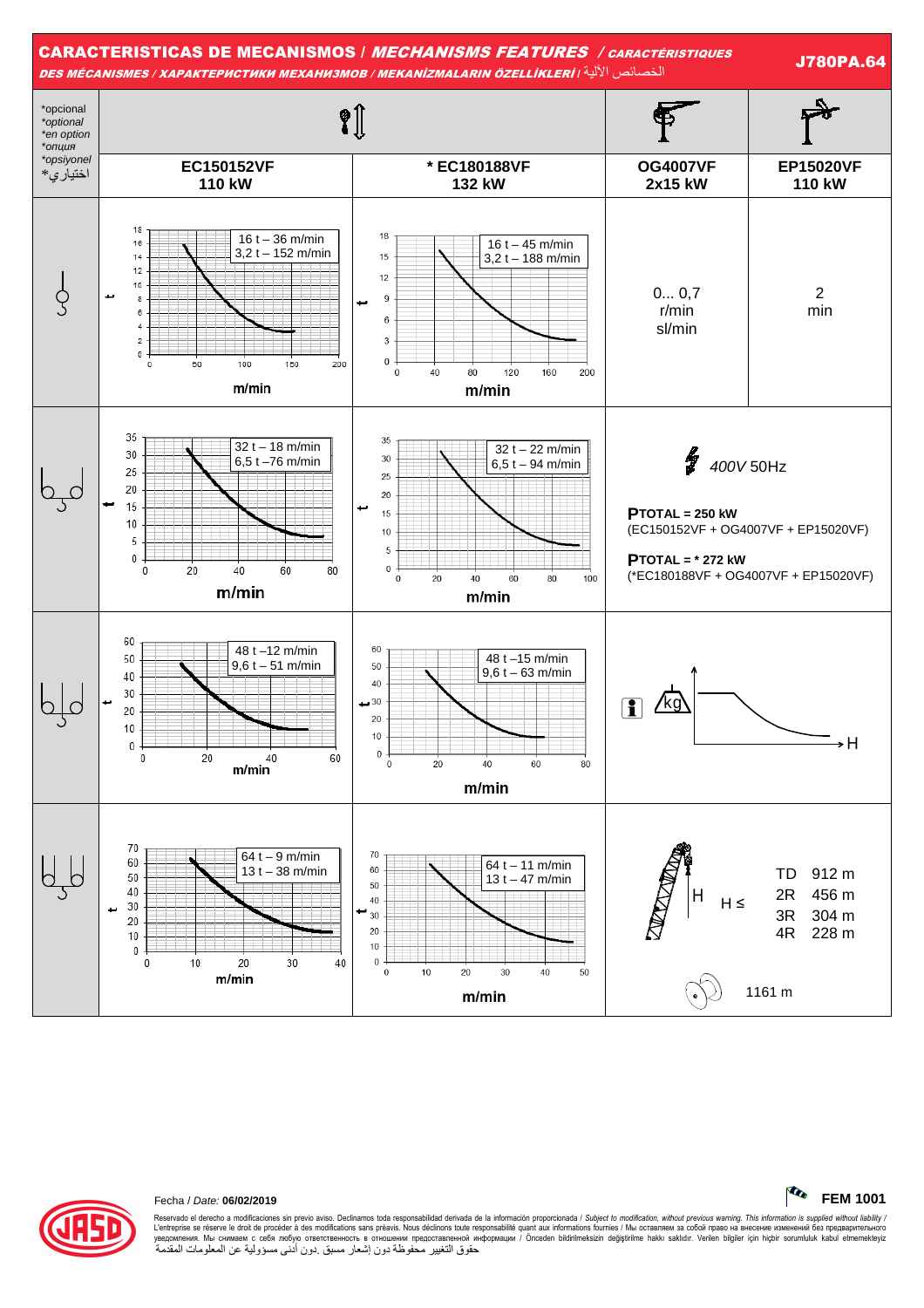## CARACTERISTICAS DE MECANISMOS / *MECHANISMS FEATURES* / *CARACTÉRISTIQUES DES MÉCANISMES / ХАРАКТЕРИСТИКИ МЕХАНИЗМОВ / MEKANİZMALARIN ÖZELLİKLERİ /* الخصائص الآلية

**J780PA.64**

*opcional
*optional
*en option
*опция
*opsiyonel
*اختياري

| | EC150152VF 110 kW | * EC180188VF 132 kW | OG4007VF 2x15 kW | EP15020VF 110 kW |
|---|---|---|---|---|
| 1 fall | 16 t – 36 m/min<br>3,2 t – 152 m/min | 16 t – 45 m/min<br>3,2 t – 188 m/min | 0... 0,7 r/min sl/min | 2 min |
| 2 falls | 32 t – 18 m/min<br>6,5 t –76 m/min | 32 t – 22 m/min<br>6,5 t – 94 m/min | 400V 50Hz | |
| 3 falls | 48 t –12 m/min<br>9,6 t – 51 m/min | 48 t –15 m/min<br>9,6 t – 63 m/min | | |
| 4 falls | 64 t – 9 m/min<br>13 t – 38 m/min | 64 t – 11 m/min<br>13 t – 47 m/min | | |

**PTOTAL = 250 kW**
(EC150152VF + OG4007VF + EP15020VF)

**PTOTAL = * 272 kW**
(*EC180188VF + OG4007VF + EP15020VF)

| H ≤ | |
|---|---|
| TD | 912 m |
| 2R | 456 m |
| 3R | 304 m |
| 4R | 228 m |

1161 m

Fecha / *Date:* **06/02/2019**

**FEM 1001**

Reservado el derecho a modificaciones sin previo aviso. Declinamos toda responsabilidad derivada de la información proporcionada / *Subject to modification, without previous warning. This information is supplied without liability* / L'entreprise se réserve le droit de procéder à des modifications sans préavis. Nous déclinons toute responsabilité quant aux informations fournies / Мы оставляем за собой право на внесение изменений без предварительного уведомления. Мы снимаем с себя любую ответственность в отношении предоставленной информации / Önceden bildirilmeksizin değiştirilme hakkı saklıdır. Verilen bilgiler için hiçbir sorumluluk kabul etmemekteyiz
حقوق التغيير محفوظة دون إشعار مسبق .دون أدنى مسؤولية عن المعلومات المقدمة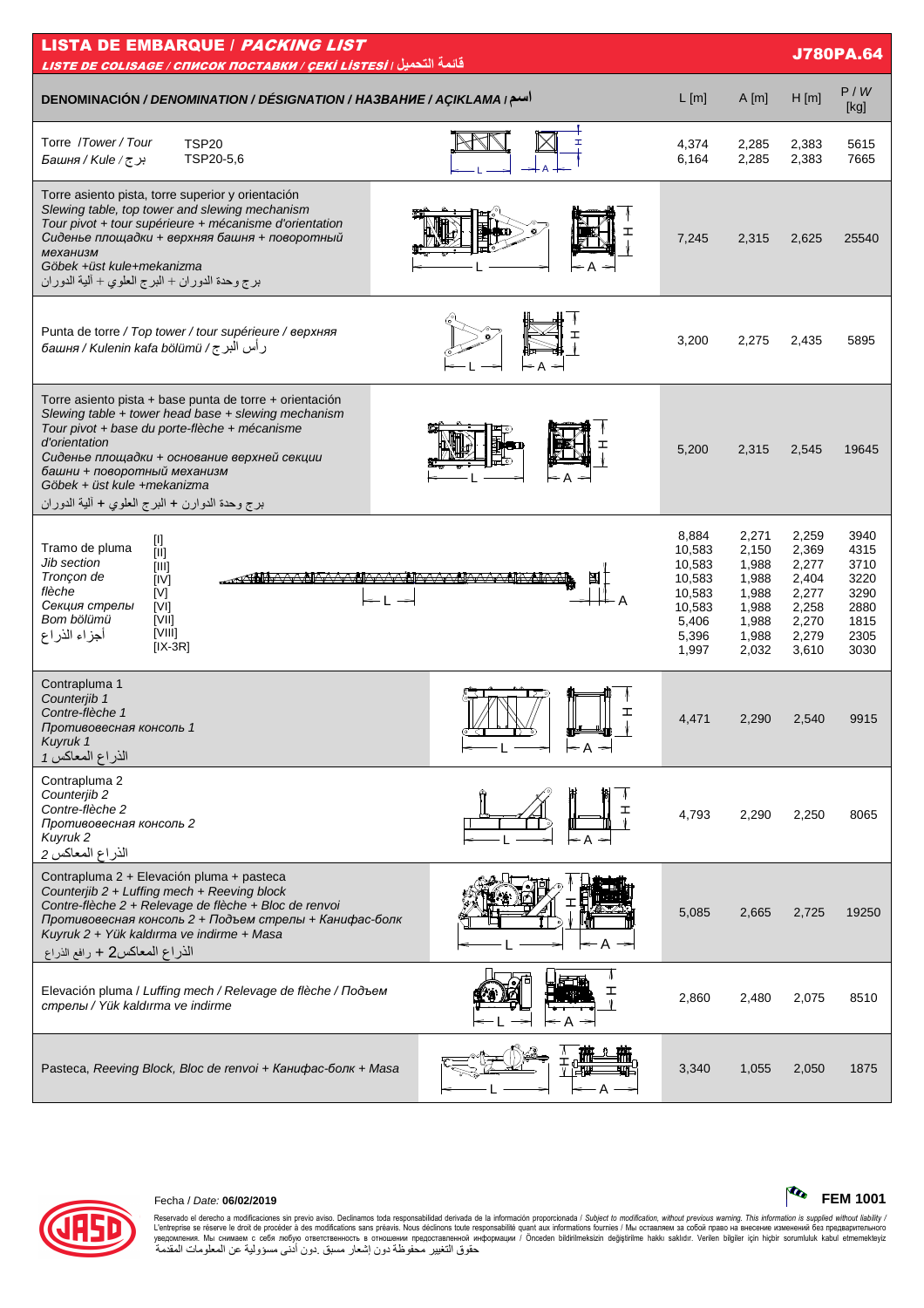# LISTA DE EMBARQUE / *PACKING LIST*

*LISTE DE COLISAGE / СПИСОК ПОСТАВКИ / ÇEKİ LİSTESİ* / قائمة التحميل

**J780PA.64**

| DENOMINACIÓN / *DENOMINATION / DÉSIGNATION / НАЗВАНИЕ / AÇIKLAMA* / اسم | L [m] | A [m] | H [m] | P / *W* [kg] |
|---|---|---|---|---|
| Torre /*Tower / Tour / Башня / Kule* / برج — TSP20 | 4,374 | 2,285 | 2,383 | 5615 |
| Torre /*Tower / Tour / Башня / Kule* / برج — TSP20-5,6 | 6,164 | 2,285 | 2,383 | 7665 |
| Torre asiento pista, torre superior y orientación<br>*Slewing table, top tower and slewing mechanism*<br>*Tour pivot + tour supérieure + mécanisme d'orientation*<br>*Сиденье площадки + верхняя башня + поворотный механизм*<br>*Göbek +üst kule+mekanizma*<br>برج وحدة الدوران + البرج العلوي + آلية الدوران | 7,245 | 2,315 | 2,625 | 25540 |
| Punta de torre / *Top tower / tour supérieure / верхняя башня / Kulenin kafa bölümü* / رأس البرج | 3,200 | 2,275 | 2,435 | 5895 |
| Torre asiento pista + base punta de torre + orientación<br>*Slewing table + tower head base + slewing mechanism*<br>*Tour pivot + base du porte-flèche + mécanisme d'orientation*<br>*Сиденье площадки + основание верхней секции башни + поворотный механизм*<br>*Göbek + üst kule +mekanizma*<br>برج وحدة الدوارن + البرج العلوي + آلية الدوران | 5,200 | 2,315 | 2,545 | 19645 |
| Tramo de pluma / *Jib section / Tronçon de flèche / Секция стрелы / Bom bölümü* / أجزاء الذراع — [I] | 8,884 | 2,271 | 2,259 | 3940 |
| [II] | 10,583 | 2,150 | 2,369 | 4315 |
| [III] | 10,583 | 1,988 | 2,277 | 3710 |
| [IV] | 10,583 | 1,988 | 2,404 | 3220 |
| [V] | 10,583 | 1,988 | 2,277 | 3290 |
| [VI] | 10,583 | 1,988 | 2,258 | 2880 |
| [VII] | 5,406 | 1,988 | 2,270 | 1815 |
| [VIII] | 5,396 | 1,988 | 2,279 | 2305 |
| [IX-3R] | 1,997 | 2,032 | 3,610 | 3030 |
| Contrapluma 1<br>*Counterjib 1*<br>*Contre-flèche 1*<br>*Противовесная консоль 1*<br>*Kuyruk 1*<br>الذراع المعاكس 1 | 4,471 | 2,290 | 2,540 | 9915 |
| Contrapluma 2<br>*Counterjib 2*<br>*Contre-flèche 2*<br>*Противовесная консоль 2*<br>*Kuyruk 2*<br>الذراع المعاكس 2 | 4,793 | 2,290 | 2,250 | 8065 |
| Contrapluma 2 + Elevación pluma + pasteca<br>*Counterjib 2 + Luffing mech + Reeving block*<br>*Contre-flèche 2 + Relevage de flèche + Bloc de renvoi*<br>*Противовесная консоль 2 + Подъем стрелы + Канифас-блок*<br>*Kuyruk 2 + Yük kaldırma ve indirme + Masa*<br>الذراع المعاكس2 + رافع الذراع | 5,085 | 2,665 | 2,725 | 19250 |
| Elevación pluma / *Luffing mech / Relevage de flèche / Подъем стрелы / Yük kaldırma ve indirme* | 2,860 | 2,480 | 2,075 | 8510 |
| Pasteca, *Reeving Block, Bloc de renvoi + Канифас-болк + Masa* | 3,340 | 1,055 | 2,050 | 1875 |

Fecha / *Date:* **06/02/2019**

**FEM 1001**

Reservado el derecho a modificaciones sin previo aviso. Declinamos toda responsabilidad derivada de la información proporcionada / *Subject to modification, without previous warning. This information is supplied without liability* / L'entreprise se réserve le droit de procéder à des modifications sans préavis. Nous déclinons toute responsabilité quant aux informations fournies / Мы оставляем за собой право на внесение изменений без предварительного уведомления. Мы снимаем с себя любую ответственность в отношении предоставленной информации / Önceden bildirilmeksizin değiştirilme hakkı saklıdır. Verilen bilgiler için hiçbir sorumluluk kabul etmemekteyiz
حقوق التغيير محفوظة دون إشعار مسبق .دون أدنى مسؤولية عن المعلومات المقدمة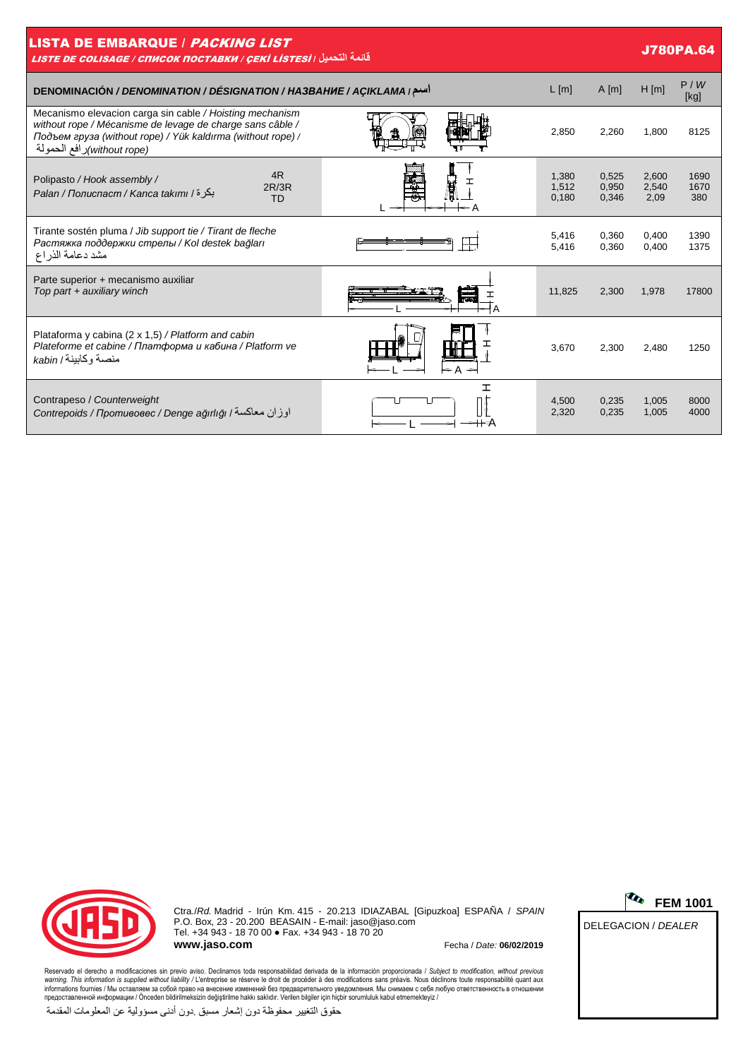# LISTA DE EMBARQUE / *PACKING LIST*

***LISTE DE COLISAGE / СПИСОК ПОСТАВКИ / ÇEKİ LİSTESİ / قائمة التحميل***

**J780PA.64**

| DENOMINACIÓN / *DENOMINATION / DÉSIGNATION / НАЗВАНИЕ / AÇIKLAMA / اسم* | | L [m] | A [m] | H [m] | P / *W* [kg] |
|---|---|---|---|---|---|
| Mecanismo elevacion carga sin cable / *Hoisting mechanism without rope / Mécanisme de levage de charge sans câble / Подъем груза (without rope) / Yük kaldırma (without rope) / (without rope)رافع الحمولة* | | 2,850 | 2,260 | 1,800 | 8125 |
| Polipasto / *Hook assembly / Palan / Полиспаст / Kanca takımı / بكرة* | 4R<br>2R/3R<br>TD | 1,380<br>1,512<br>0,180 | 0,525<br>0,950<br>0,346 | 2,600<br>2,540<br>2,09 | 1690<br>1670<br>380 |
| Tirante sostén pluma / *Jib support tie / Tirant de fleche Растяжка поддержки стрелы / Kol destek bağları* مشد دعامة الذراع | | 5,416<br>5,416 | 0,360<br>0,360 | 0,400<br>0,400 | 1390<br>1375 |
| Parte superior + mecanismo auxiliar<br>*Top part + auxiliary winch* | | 11,825 | 2,300 | 1,978 | 17800 |
| Plataforma y cabina (2 x 1,5) / *Platform and cabin Plateforme et cabine / Платформа и кабина / Platform ve kabin / منصة وكابينة* | | 3,670 | 2,300 | 2,480 | 1250 |
| Contrapeso / *Counterweight Contrepoids / Противовес / Denge ağırlığı / اوزان معاكسة* | | 4,500<br>2,320 | 0,235<br>0,235 | 1,005<br>1,005 | 8000<br>4000 |

Ctra./*Rd.* Madrid - Irún Km. 415 - 20.213 IDIAZABAL [Gipuzkoa] ESPAÑA / *SPAIN*
P.O. Box, 23 - 20.200 BEASAIN - E-mail: jaso@jaso.com
Tel. +34 943 - 18 70 00 ● Fax. +34 943 - 18 70 20
**www.jaso.com**

Fecha / *Date:* **06/02/2019**

**FEM 1001**

DELEGACION / *DEALER*

Reservado el derecho a modificaciones sin previo aviso. Declinamos toda responsabilidad derivada de la información proporcionada / *Subject to modification, without previous warning. This information is supplied without liability /* L'entreprise se réserve le droit de procéder à des modifications sans préavis. Nous déclinons toute responsabilité quant aux informations fournies / Мы оставляем за собой право на внесение изменений без предварительного уведомления. Мы снимаем с себя любую ответственность в отношении предоставленной информации / Önceden bildirilmeksizin değiştirilme hakkı saklıdır. Verilen bilgiler için hiçbir sorumluluk kabul etmemekteyiz /

حقوق التغيير محفوظة دون إشعار مسبق .دون أدنى مسؤولية عن المعلومات المقدمة